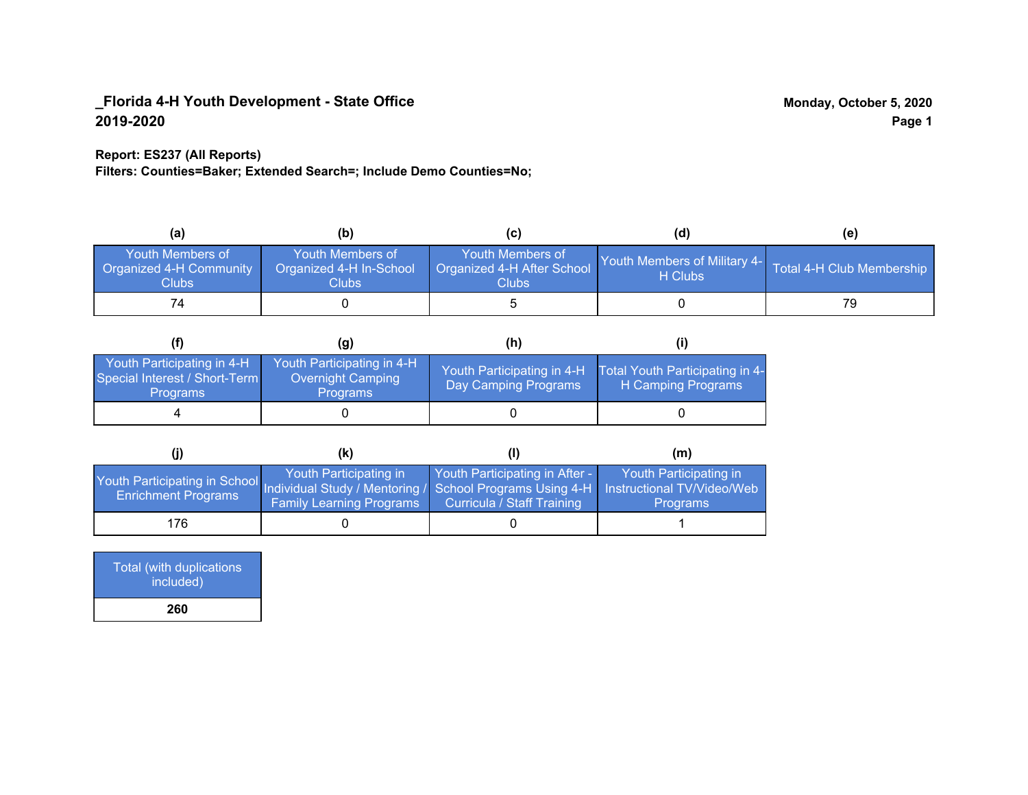# _Florida 4-H Youth Development - State Office

**2019-2020**

**Monday, October 5, 2020**

**Report: ES237 (All Reports)**
**Filters: Counties=Baker; Extended Search=; Include Demo Counties=No;**

| (a) | (b) | (c) | (d) | (e) |
|---|---|---|---|---|
| Youth Members of Organized 4-H Community Clubs | Youth Members of Organized 4-H In-School Clubs | Youth Members of Organized 4-H After School Clubs | Youth Members of Military 4-H Clubs | Total 4-H Club Membership |
| 74 | 0 | 5 | 0 | 79 |

| (f) | (g) | (h) | (i) |
|---|---|---|---|
| Youth Participating in 4-H Special Interest / Short-Term Programs | Youth Participating in 4-H Overnight Camping Programs | Youth Participating in 4-H Day Camping Programs | Total Youth Participating in 4-H Camping Programs |
| 4 | 0 | 0 | 0 |

| (j) | (k) | (l) | (m) |
|---|---|---|---|
| Youth Participating in School Enrichment Programs | Youth Participating in Individual Study / Mentoring / Family Learning Programs | Youth Participating in After - School Programs Using 4-H Curricula / Staff Training | Youth Participating in Instructional TV/Video/Web Programs |
| 176 | 0 | 0 | 1 |

| Total (with duplications included) |
|---|
| **260** |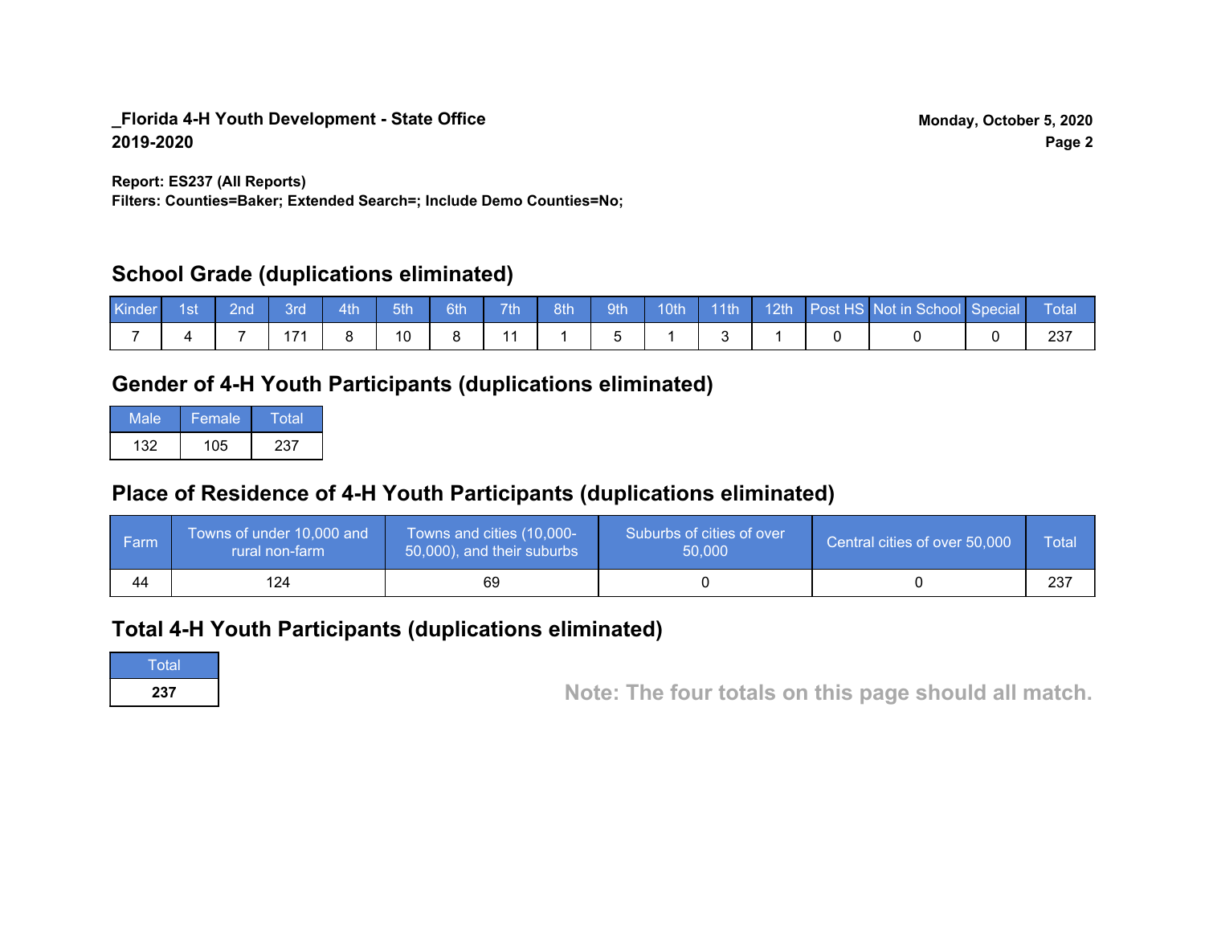**_Florida 4-H Youth Development - State Office**
**2019-2020**

**Monday, October 5, 2020**

**Report: ES237 (All Reports)**
**Filters: Counties=Baker; Extended Search=; Include Demo Counties=No;**

## School Grade (duplications eliminated)

| Kinder | 1st | 2nd | 3rd | 4th | 5th | 6th | 7th | 8th | 9th | 10th | 11th | 12th | Post HS | Not in School | Special | Total |
|---|---|---|---|---|---|---|---|---|---|---|---|---|---|---|---|---|
| 7 | 4 | 7 | 171 | 8 | 10 | 8 | 11 | 1 | 5 | 1 | 3 | 1 | 0 | 0 | 0 | 237 |

## Gender of 4-H Youth Participants (duplications eliminated)

| Male | Female | Total |
|---|---|---|
| 132 | 105 | 237 |

## Place of Residence of 4-H Youth Participants (duplications eliminated)

| Farm | Towns of under 10,000 and rural non-farm | Towns and cities (10,000-50,000), and their suburbs | Suburbs of cities of over 50,000 | Central cities of over 50,000 | Total |
|---|---|---|---|---|---|
| 44 | 124 | 69 | 0 | 0 | 237 |

## Total 4-H Youth Participants (duplications eliminated)

| Total |
|---|
| **237** |

**Note: The four totals on this page should all match.**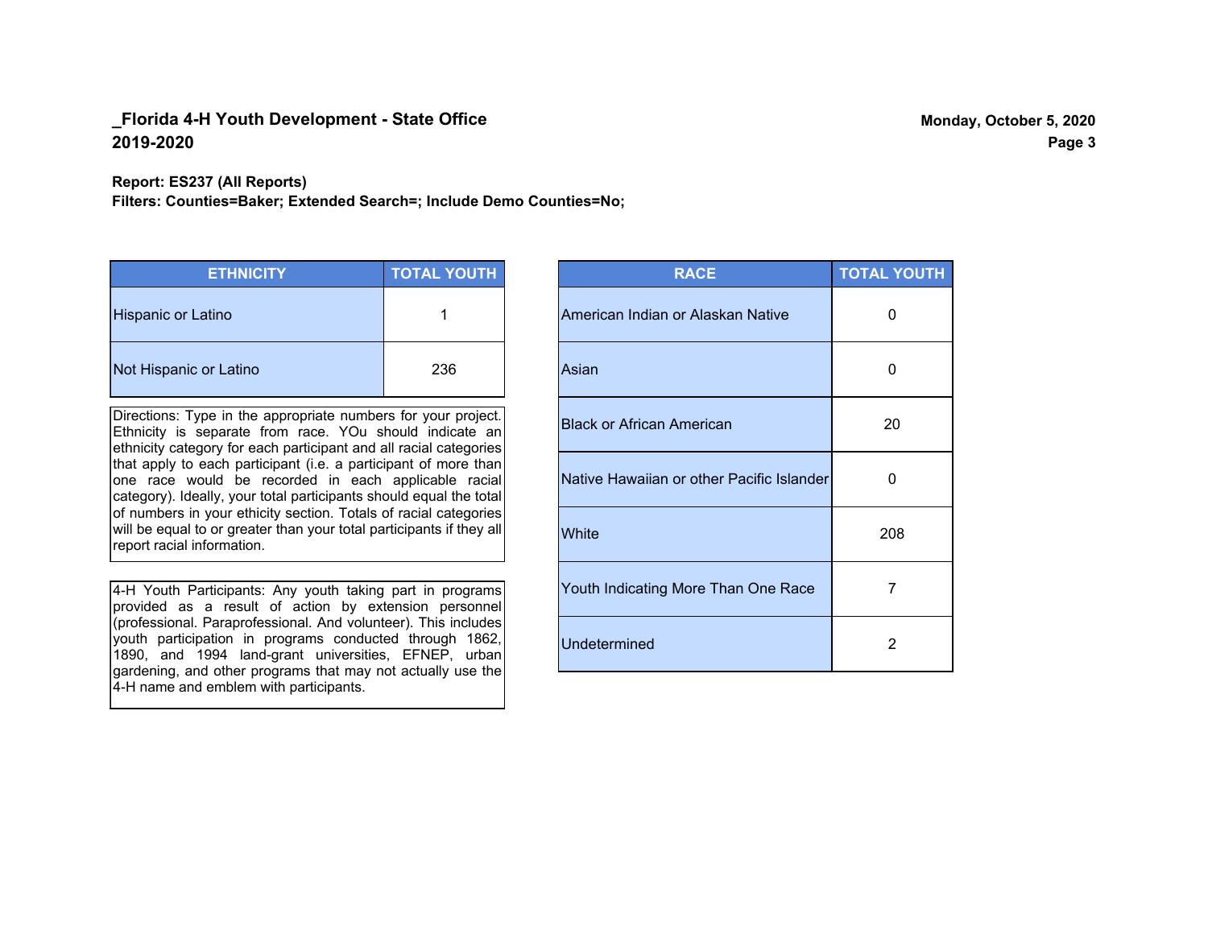**_Florida 4-H Youth Development - State Office**
**2019-2020**

**Monday, October 5, 2020**

**Report: ES237 (All Reports)**
**Filters: Counties=Baker; Extended Search=; Include Demo Counties=No;**

| ETHNICITY | TOTAL YOUTH |
|---|---|
| Hispanic or Latino | 1 |
| Not Hispanic or Latino | 236 |

Directions: Type in the appropriate numbers for your project. Ethnicity is separate from race. YOu should indicate an ethnicity category for each participant and all racial categories that apply to each participant (i.e. a participant of more than one race would be recorded in each applicable racial category). Ideally, your total participants should equal the total of numbers in your ethicity section. Totals of racial categories will be equal to or greater than your total participants if they all report racial information.

4-H Youth Participants: Any youth taking part in programs provided as a result of action by extension personnel (professional. Paraprofessional. And volunteer). This includes youth participation in programs conducted through 1862, 1890, and 1994 land-grant universities, EFNEP, urban gardening, and other programs that may not actually use the 4-H name and emblem with participants.

| RACE | TOTAL YOUTH |
|---|---|
| American Indian or Alaskan Native | 0 |
| Asian | 0 |
| Black or African American | 20 |
| Native Hawaiian or other Pacific Islander | 0 |
| White | 208 |
| Youth Indicating More Than One Race | 7 |
| Undetermined | 2 |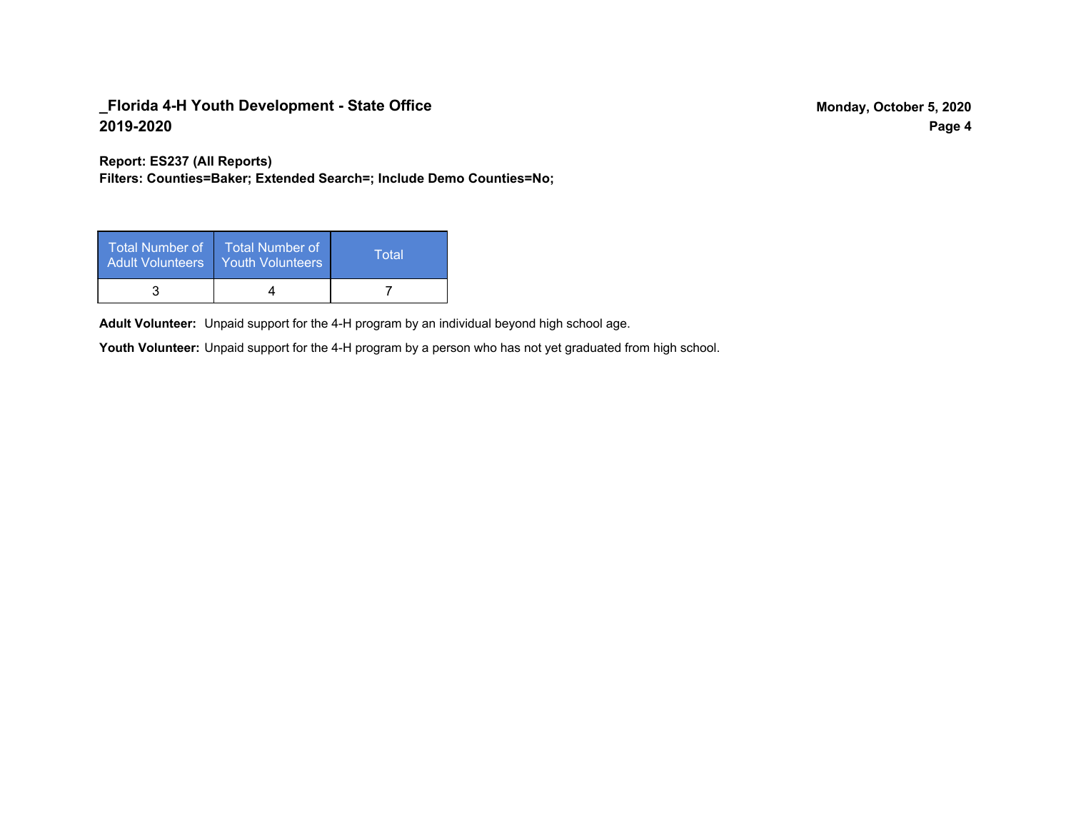**_Florida 4-H Youth Development - State Office**
**2019-2020**

**Monday, October 5, 2020**

**Report: ES237 (All Reports)**
**Filters: Counties=Baker; Extended Search=; Include Demo Counties=No;**

| Total Number of Adult Volunteers | Total Number of Youth Volunteers | Total |
|---|---|---|
| 3 | 4 | 7 |

**Adult Volunteer:** Unpaid support for the 4-H program by an individual beyond high school age.

**Youth Volunteer:** Unpaid support for the 4-H program by a person who has not yet graduated from high school.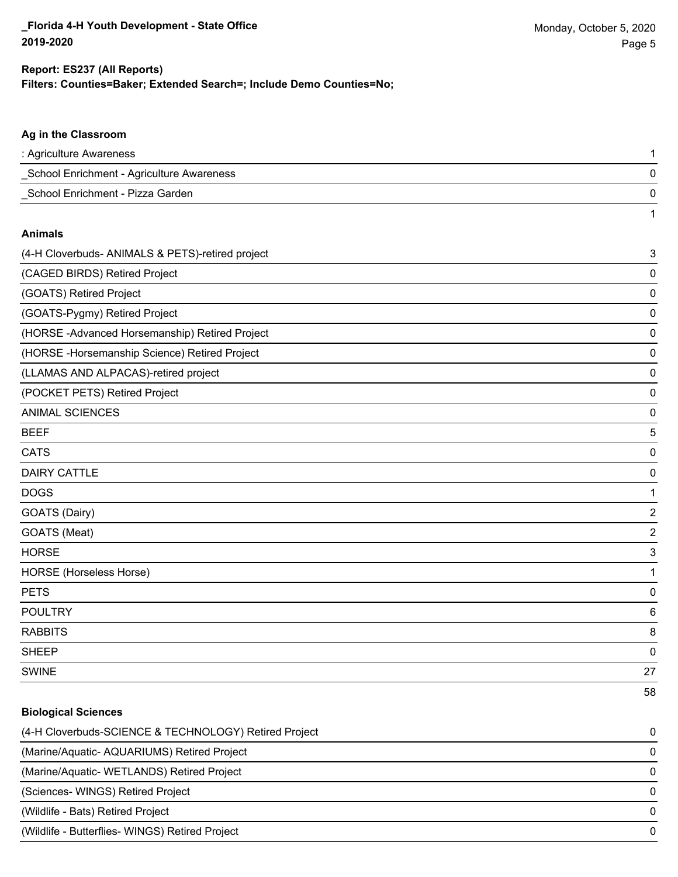**Report: ES237 (All Reports)**
**Filters: Counties=Baker; Extended Search=; Include Demo Counties=No;**

### Ag in the Classroom

| Project | Count |
|---|---|
| : Agriculture Awareness | 1 |
| _School Enrichment - Agriculture Awareness | 0 |
| _School Enrichment - Pizza Garden | 0 |
| | 1 |

### Animals

| Project | Count |
|---|---|
| (4-H Cloverbuds- ANIMALS & PETS)-retired project | 3 |
| (CAGED BIRDS) Retired Project | 0 |
| (GOATS) Retired Project | 0 |
| (GOATS-Pygmy) Retired Project | 0 |
| (HORSE -Advanced Horsemanship) Retired Project | 0 |
| (HORSE -Horsemanship Science) Retired Project | 0 |
| (LLAMAS AND ALPACAS)-retired project | 0 |
| (POCKET PETS) Retired Project | 0 |
| ANIMAL SCIENCES | 0 |
| BEEF | 5 |
| CATS | 0 |
| DAIRY CATTLE | 0 |
| DOGS | 1 |
| GOATS (Dairy) | 2 |
| GOATS (Meat) | 2 |
| HORSE | 3 |
| HORSE (Horseless Horse) | 1 |
| PETS | 0 |
| POULTRY | 6 |
| RABBITS | 8 |
| SHEEP | 0 |
| SWINE | 27 |
| | 58 |

### Biological Sciences

| Project | Count |
|---|---|
| (4-H Cloverbuds-SCIENCE & TECHNOLOGY) Retired Project | 0 |
| (Marine/Aquatic- AQUARIUMS) Retired Project | 0 |
| (Marine/Aquatic- WETLANDS) Retired Project | 0 |
| (Sciences- WINGS) Retired Project | 0 |
| (Wildlife - Bats) Retired Project | 0 |
| (Wildlife - Butterflies- WINGS) Retired Project | 0 |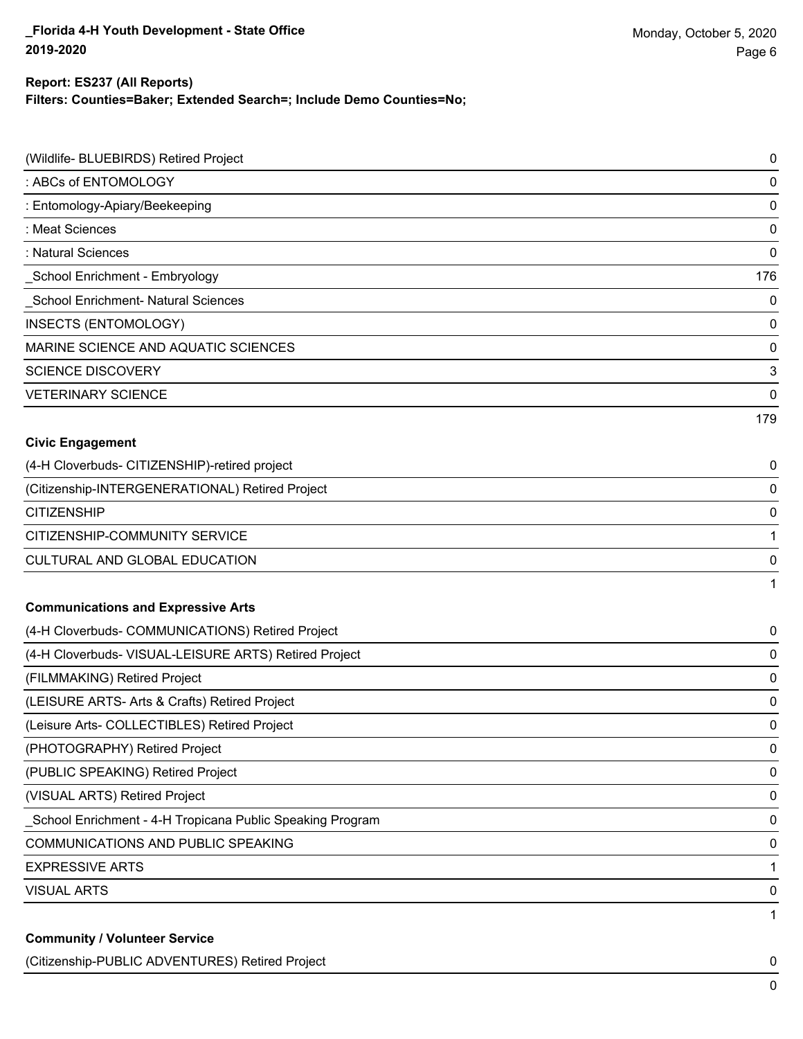**Report: ES237 (All Reports)**
**Filters: Counties=Baker; Extended Search=; Include Demo Counties=No;**

| | |
|---|---|
| (Wildlife- BLUEBIRDS) Retired Project | 0 |
| : ABCs of ENTOMOLOGY | 0 |
| : Entomology-Apiary/Beekeeping | 0 |
| : Meat Sciences | 0 |
| : Natural Sciences | 0 |
| _School Enrichment - Embryology | 176 |
| _School Enrichment- Natural Sciences | 0 |
| INSECTS (ENTOMOLOGY) | 0 |
| MARINE SCIENCE AND AQUATIC SCIENCES | 0 |
| SCIENCE DISCOVERY | 3 |
| VETERINARY SCIENCE | 0 |
| | 179 |

**Civic Engagement**

| | |
|---|---|
| (4-H Cloverbuds- CITIZENSHIP)-retired project | 0 |
| (Citizenship-INTERGENERATIONAL) Retired Project | 0 |
| CITIZENSHIP | 0 |
| CITIZENSHIP-COMMUNITY SERVICE | 1 |
| CULTURAL AND GLOBAL EDUCATION | 0 |
| | 1 |

**Communications and Expressive Arts**

| | |
|---|---|
| (4-H Cloverbuds- COMMUNICATIONS) Retired Project | 0 |
| (4-H Cloverbuds- VISUAL-LEISURE ARTS) Retired Project | 0 |
| (FILMMAKING) Retired Project | 0 |
| (LEISURE ARTS- Arts & Crafts) Retired Project | 0 |
| (Leisure Arts- COLLECTIBLES) Retired Project | 0 |
| (PHOTOGRAPHY) Retired Project | 0 |
| (PUBLIC SPEAKING) Retired Project | 0 |
| (VISUAL ARTS) Retired Project | 0 |
| _School Enrichment - 4-H Tropicana Public Speaking Program | 0 |
| COMMUNICATIONS AND PUBLIC SPEAKING | 0 |
| EXPRESSIVE ARTS | 1 |
| VISUAL ARTS | 0 |
| | 1 |

**Community / Volunteer Service**

| | |
|---|---|
| (Citizenship-PUBLIC ADVENTURES) Retired Project | 0 |
| | 0 |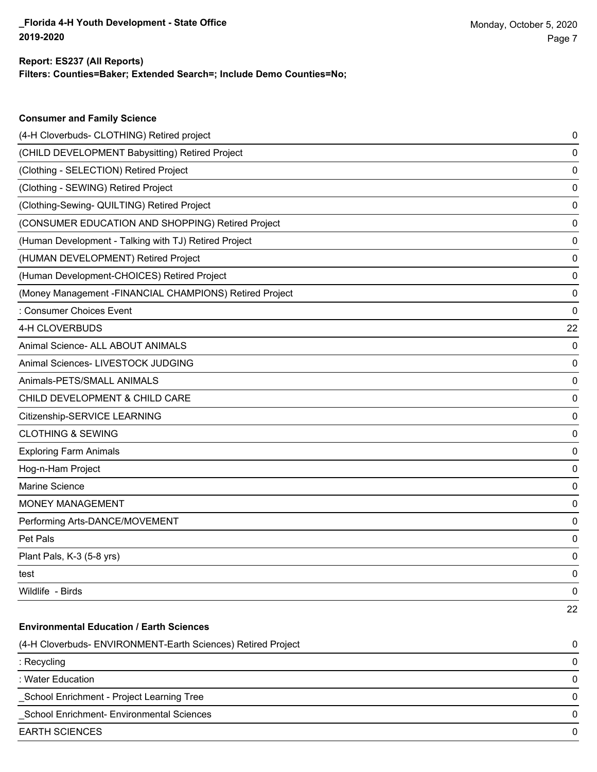**Report: ES237 (All Reports)**
**Filters: Counties=Baker; Extended Search=; Include Demo Counties=No;**

### Consumer and Family Science

| | |
|---|---|
| (4-H Cloverbuds- CLOTHING) Retired project | 0 |
| (CHILD DEVELOPMENT Babysitting) Retired Project | 0 |
| (Clothing - SELECTION) Retired Project | 0 |
| (Clothing - SEWING) Retired Project | 0 |
| (Clothing-Sewing- QUILTING) Retired Project | 0 |
| (CONSUMER EDUCATION AND SHOPPING) Retired Project | 0 |
| (Human Development - Talking with TJ) Retired Project | 0 |
| (HUMAN DEVELOPMENT) Retired Project | 0 |
| (Human Development-CHOICES) Retired Project | 0 |
| (Money Management -FINANCIAL CHAMPIONS) Retired Project | 0 |
| : Consumer Choices Event | 0 |
| 4-H CLOVERBUDS | 22 |
| Animal Science- ALL ABOUT ANIMALS | 0 |
| Animal Sciences- LIVESTOCK JUDGING | 0 |
| Animals-PETS/SMALL ANIMALS | 0 |
| CHILD DEVELOPMENT & CHILD CARE | 0 |
| Citizenship-SERVICE LEARNING | 0 |
| CLOTHING & SEWING | 0 |
| Exploring Farm Animals | 0 |
| Hog-n-Ham Project | 0 |
| Marine Science | 0 |
| MONEY MANAGEMENT | 0 |
| Performing Arts-DANCE/MOVEMENT | 0 |
| Pet Pals | 0 |
| Plant Pals, K-3 (5-8 yrs) | 0 |
| test | 0 |
| Wildlife - Birds | 0 |
| | 22 |

### Environmental Education / Earth Sciences

| | |
|---|---|
| (4-H Cloverbuds- ENVIRONMENT-Earth Sciences) Retired Project | 0 |
| : Recycling | 0 |
| : Water Education | 0 |
| _School Enrichment - Project Learning Tree | 0 |
| _School Enrichment- Environmental Sciences | 0 |
| EARTH SCIENCES | 0 |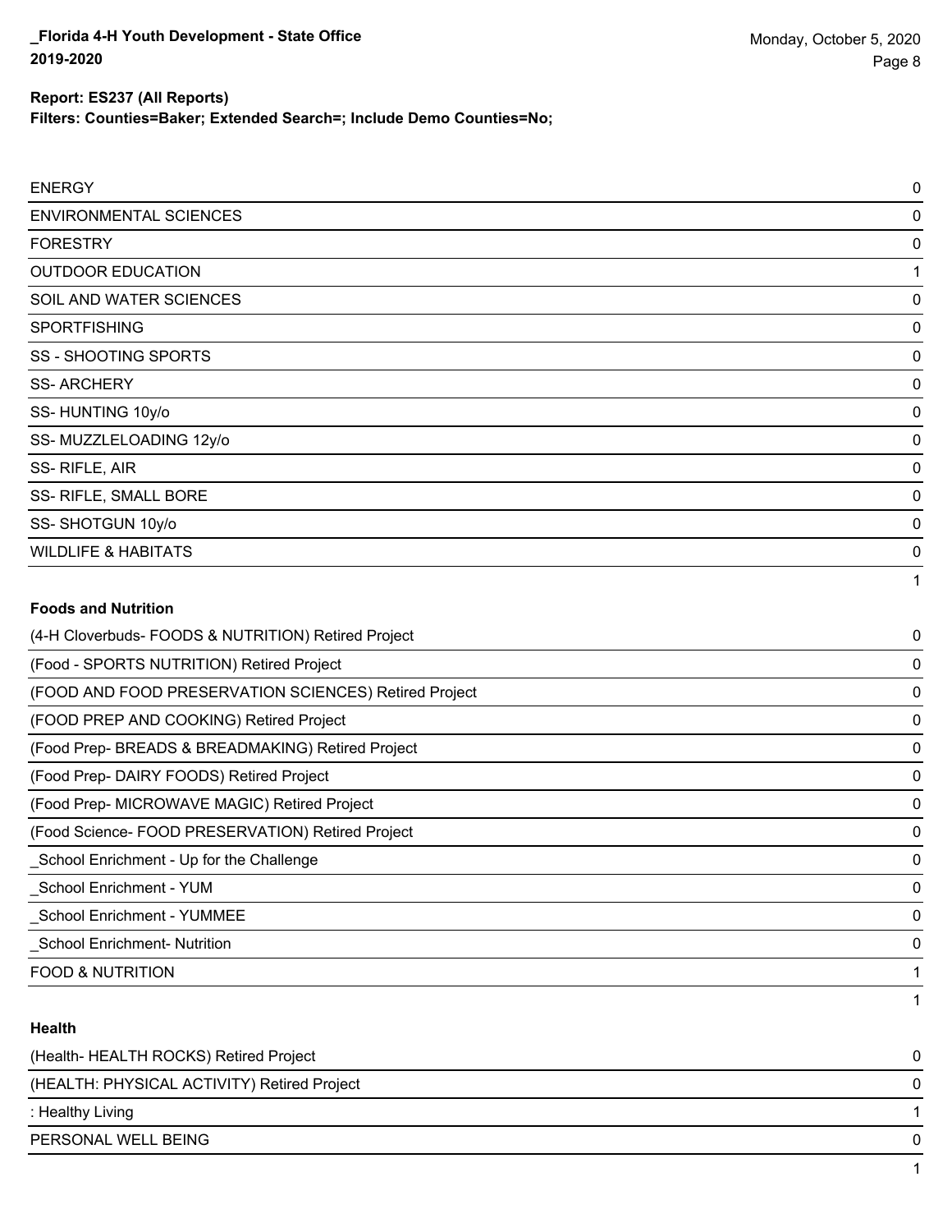**Report: ES237 (All Reports)**

**Filters: Counties=Baker; Extended Search=; Include Demo Counties=No;**

| | |
|---|---|
| ENERGY | 0 |
| ENVIRONMENTAL SCIENCES | 0 |
| FORESTRY | 0 |
| OUTDOOR EDUCATION | 1 |
| SOIL AND WATER SCIENCES | 0 |
| SPORTFISHING | 0 |
| SS - SHOOTING SPORTS | 0 |
| SS- ARCHERY | 0 |
| SS- HUNTING 10y/o | 0 |
| SS- MUZZLELOADING 12y/o | 0 |
| SS- RIFLE, AIR | 0 |
| SS- RIFLE, SMALL BORE | 0 |
| SS- SHOTGUN 10y/o | 0 |
| WILDLIFE & HABITATS | 0 |
| | 1 |

**Foods and Nutrition**

| | |
|---|---|
| (4-H Cloverbuds- FOODS & NUTRITION) Retired Project | 0 |
| (Food - SPORTS NUTRITION) Retired Project | 0 |
| (FOOD AND FOOD PRESERVATION SCIENCES) Retired Project | 0 |
| (FOOD PREP AND COOKING) Retired Project | 0 |
| (Food Prep- BREADS & BREADMAKING) Retired Project | 0 |
| (Food Prep- DAIRY FOODS) Retired Project | 0 |
| (Food Prep- MICROWAVE MAGIC) Retired Project | 0 |
| (Food Science- FOOD PRESERVATION) Retired Project | 0 |
| _School Enrichment - Up for the Challenge | 0 |
| _School Enrichment - YUM | 0 |
| _School Enrichment - YUMMEE | 0 |
| _School Enrichment- Nutrition | 0 |
| FOOD & NUTRITION | 1 |
| | 1 |

**Health**

| | |
|---|---|
| (Health- HEALTH ROCKS) Retired Project | 0 |
| (HEALTH: PHYSICAL ACTIVITY) Retired Project | 0 |
| : Healthy Living | 1 |
| PERSONAL WELL BEING | 0 |
| | 1 |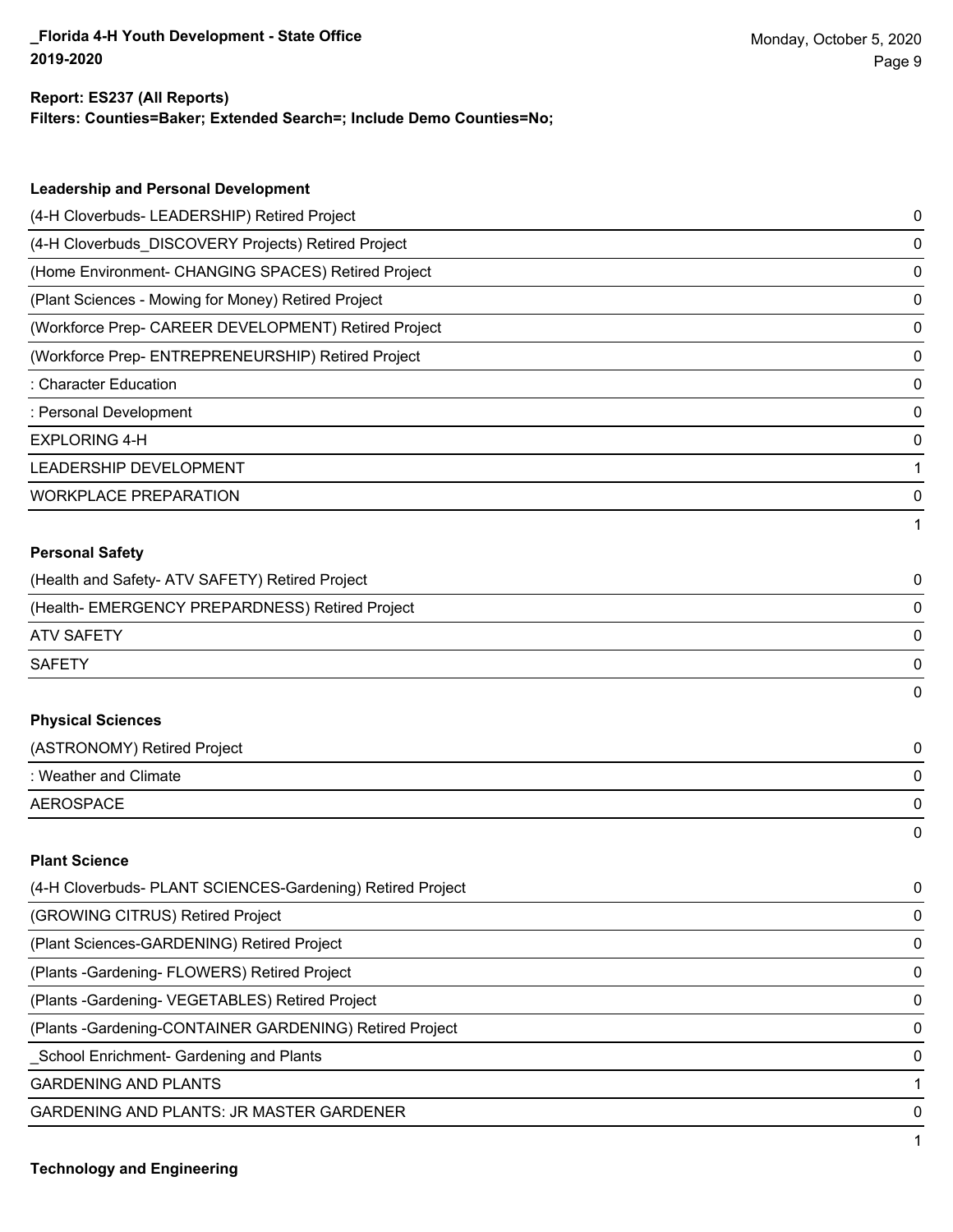**Report: ES237 (All Reports)**
**Filters: Counties=Baker; Extended Search=; Include Demo Counties=No;**

### Leadership and Personal Development

| | |
|---|---|
| (4-H Cloverbuds- LEADERSHIP) Retired Project | 0 |
| (4-H Cloverbuds_DISCOVERY Projects) Retired Project | 0 |
| (Home Environment- CHANGING SPACES) Retired Project | 0 |
| (Plant Sciences - Mowing for Money) Retired Project | 0 |
| (Workforce Prep- CAREER DEVELOPMENT) Retired Project | 0 |
| (Workforce Prep- ENTREPRENEURSHIP) Retired Project | 0 |
| : Character Education | 0 |
| : Personal Development | 0 |
| EXPLORING 4-H | 0 |
| LEADERSHIP DEVELOPMENT | 1 |
| WORKPLACE PREPARATION | 0 |
| | 1 |

### Personal Safety

| | |
|---|---|
| (Health and Safety- ATV SAFETY) Retired Project | 0 |
| (Health- EMERGENCY PREPARDNESS) Retired Project | 0 |
| ATV SAFETY | 0 |
| SAFETY | 0 |
| | 0 |

### Physical Sciences

| | |
|---|---|
| (ASTRONOMY) Retired Project | 0 |
| : Weather and Climate | 0 |
| AEROSPACE | 0 |
| | 0 |

### Plant Science

| | |
|---|---|
| (4-H Cloverbuds- PLANT SCIENCES-Gardening) Retired Project | 0 |
| (GROWING CITRUS) Retired Project | 0 |
| (Plant Sciences-GARDENING) Retired Project | 0 |
| (Plants -Gardening- FLOWERS) Retired Project | 0 |
| (Plants -Gardening- VEGETABLES) Retired Project | 0 |
| (Plants -Gardening-CONTAINER GARDENING) Retired Project | 0 |
| _School Enrichment- Gardening and Plants | 0 |
| GARDENING AND PLANTS | 1 |
| GARDENING AND PLANTS: JR MASTER GARDENER | 0 |
| | 1 |

### Technology and Engineering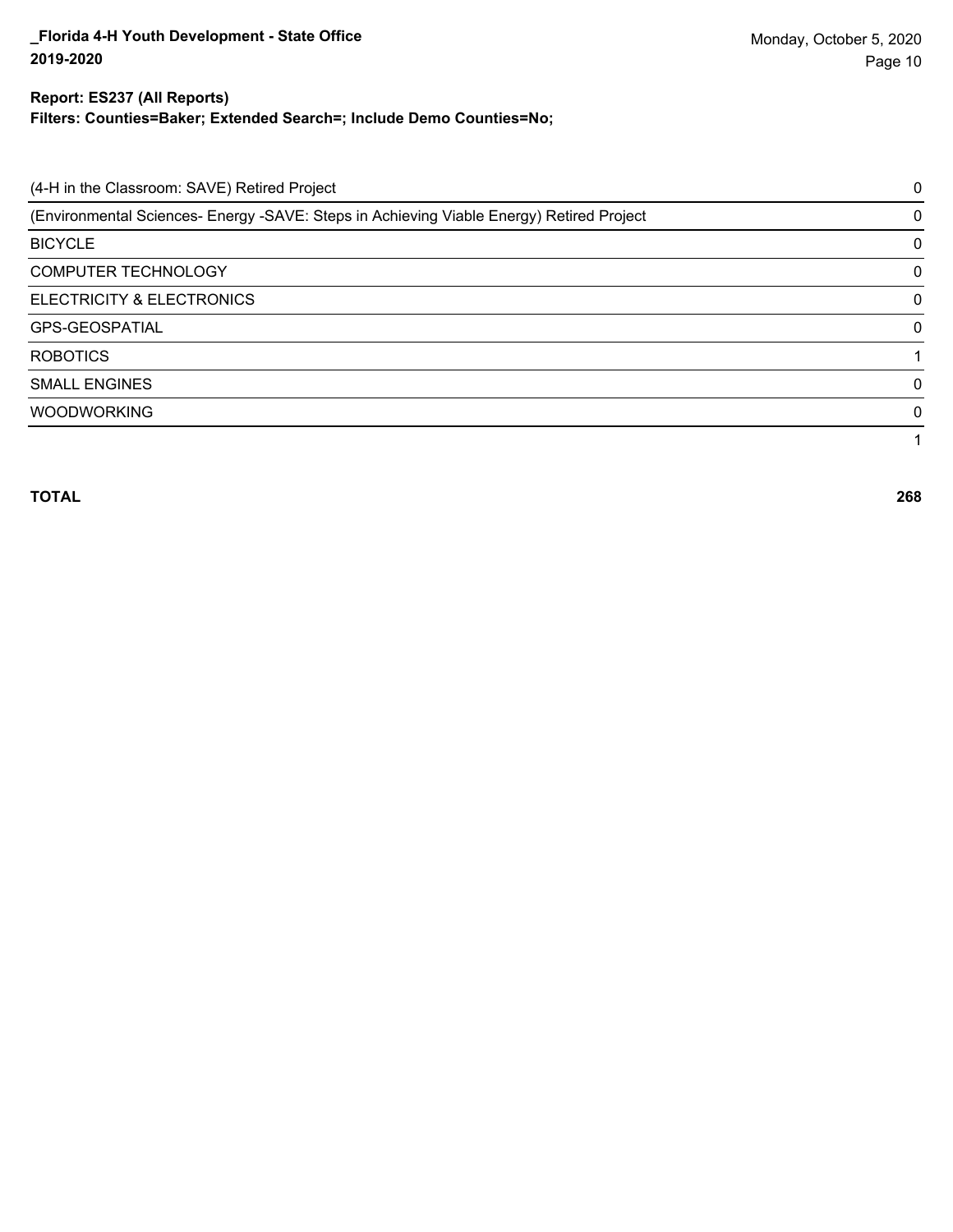**Report: ES237 (All Reports)**

**Filters: Counties=Baker; Extended Search=; Include Demo Counties=No;**

| | |
|---|---|
| (4-H in the Classroom: SAVE) Retired Project | 0 |
| (Environmental Sciences- Energy -SAVE: Steps in Achieving Viable Energy) Retired Project | 0 |
| BICYCLE | 0 |
| COMPUTER TECHNOLOGY | 0 |
| ELECTRICITY & ELECTRONICS | 0 |
| GPS-GEOSPATIAL | 0 |
| ROBOTICS | 1 |
| SMALL ENGINES | 0 |
| WOODWORKING | 0 |
| | 1 |

| | |
|---|---|
| **TOTAL** | **268** |